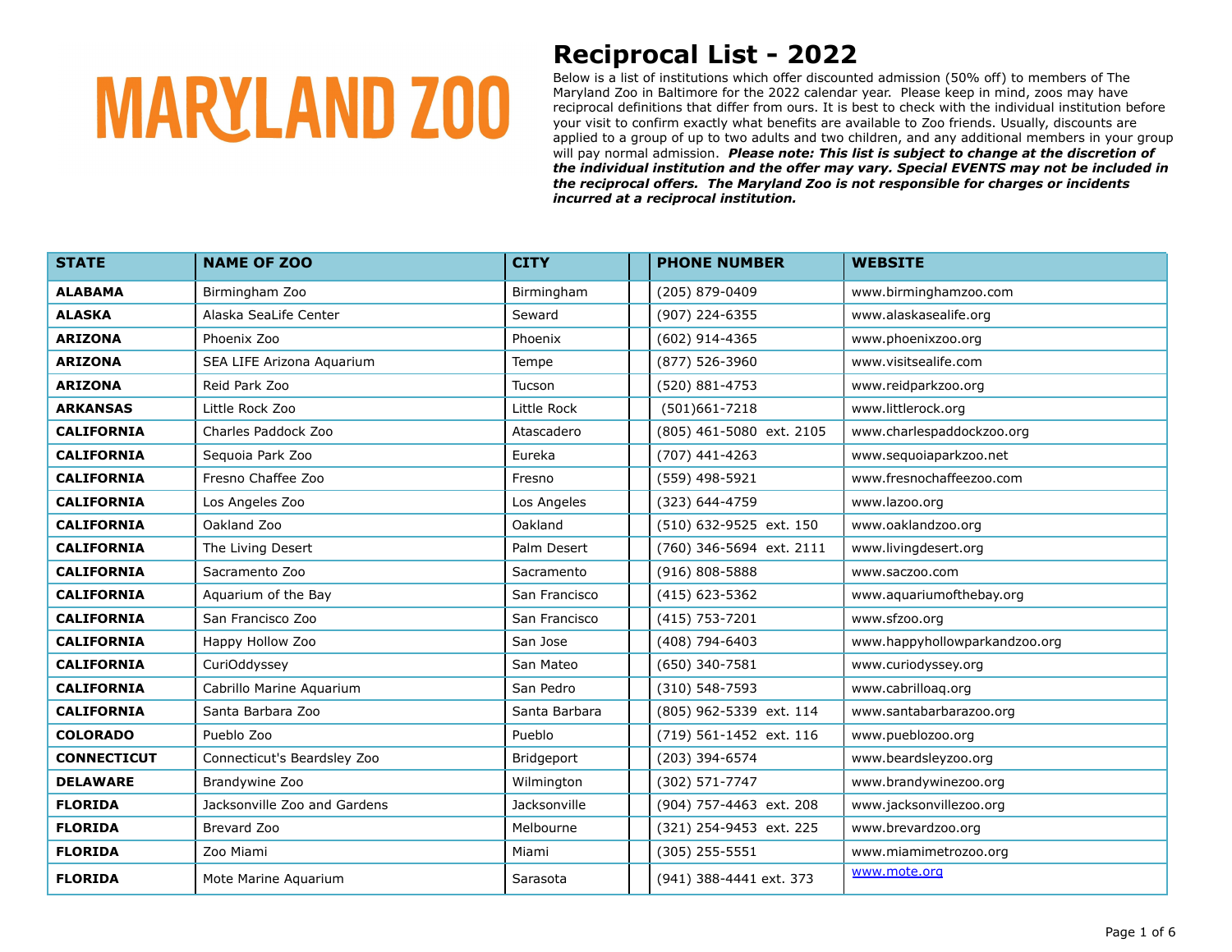MARYLAND ZOO

# Reciprocal List - 2022

Below is a list of institutions which offer discounted admission (50% off) to members of The Maryland Zoo in Baltimore for the 2022 calendar year. Please keep in mind, zoos may have reciprocal definitions that differ from ours. It is best to check with the individual institution before your visit to confirm exactly what benefits are available to Zoo friends. Usually, discounts are applied to a group of up to two adults and two children, and any additional members in your group will pay normal admission. ***Please note: This list is subject to change at the discretion of the individual institution and the offer may vary. Special EVENTS may not be included in the reciprocal offers. The Maryland Zoo is not responsible for charges or incidents incurred at a reciprocal institution.***

| STATE | NAME OF ZOO | CITY | PHONE NUMBER | WEBSITE |
|---|---|---|---|---|
| **ALABAMA** | Birmingham Zoo | Birmingham | (205) 879-0409 | www.birminghamzoo.com |
| **ALASKA** | Alaska SeaLife Center | Seward | (907) 224-6355 | www.alaskasealife.org |
| **ARIZONA** | Phoenix Zoo | Phoenix | (602) 914-4365 | www.phoenixzoo.org |
| **ARIZONA** | SEA LIFE Arizona Aquarium | Tempe | (877) 526-3960 | www.visitsealife.com |
| **ARIZONA** | Reid Park Zoo | Tucson | (520) 881-4753 | www.reidparkzoo.org |
| **ARKANSAS** | Little Rock Zoo | Little Rock | (501)661-7218 | www.littlerock.org |
| **CALIFORNIA** | Charles Paddock Zoo | Atascadero | (805) 461-5080 ext. 2105 | www.charlespaddockzoo.org |
| **CALIFORNIA** | Sequoia Park Zoo | Eureka | (707) 441-4263 | www.sequoiaparkzoo.net |
| **CALIFORNIA** | Fresno Chaffee Zoo | Fresno | (559) 498-5921 | www.fresnochaffeezoo.com |
| **CALIFORNIA** | Los Angeles Zoo | Los Angeles | (323) 644-4759 | www.lazoo.org |
| **CALIFORNIA** | Oakland Zoo | Oakland | (510) 632-9525 ext. 150 | www.oaklandzoo.org |
| **CALIFORNIA** | The Living Desert | Palm Desert | (760) 346-5694 ext. 2111 | www.livingdesert.org |
| **CALIFORNIA** | Sacramento Zoo | Sacramento | (916) 808-5888 | www.saczoo.com |
| **CALIFORNIA** | Aquarium of the Bay | San Francisco | (415) 623-5362 | www.aquariumofthebay.org |
| **CALIFORNIA** | San Francisco Zoo | San Francisco | (415) 753-7201 | www.sfzoo.org |
| **CALIFORNIA** | Happy Hollow Zoo | San Jose | (408) 794-6403 | www.happyhollowparkandzoo.org |
| **CALIFORNIA** | CuriOddyssey | San Mateo | (650) 340-7581 | www.curiodyssey.org |
| **CALIFORNIA** | Cabrillo Marine Aquarium | San Pedro | (310) 548-7593 | www.cabrilloaq.org |
| **CALIFORNIA** | Santa Barbara Zoo | Santa Barbara | (805) 962-5339 ext. 114 | www.santabarbarazoo.org |
| **COLORADO** | Pueblo Zoo | Pueblo | (719) 561-1452 ext. 116 | www.pueblozoo.org |
| **CONNECTICUT** | Connecticut's Beardsley Zoo | Bridgeport | (203) 394-6574 | www.beardsleyzoo.org |
| **DELAWARE** | Brandywine Zoo | Wilmington | (302) 571-7747 | www.brandywinezoo.org |
| **FLORIDA** | Jacksonville Zoo and Gardens | Jacksonville | (904) 757-4463 ext. 208 | www.jacksonvillezoo.org |
| **FLORIDA** | Brevard Zoo | Melbourne | (321) 254-9453 ext. 225 | www.brevardzoo.org |
| **FLORIDA** | Zoo Miami | Miami | (305) 255-5551 | www.miamimetrozoo.org |
| **FLORIDA** | Mote Marine Aquarium | Sarasota | (941) 388-4441 ext. 373 | www.mote.org |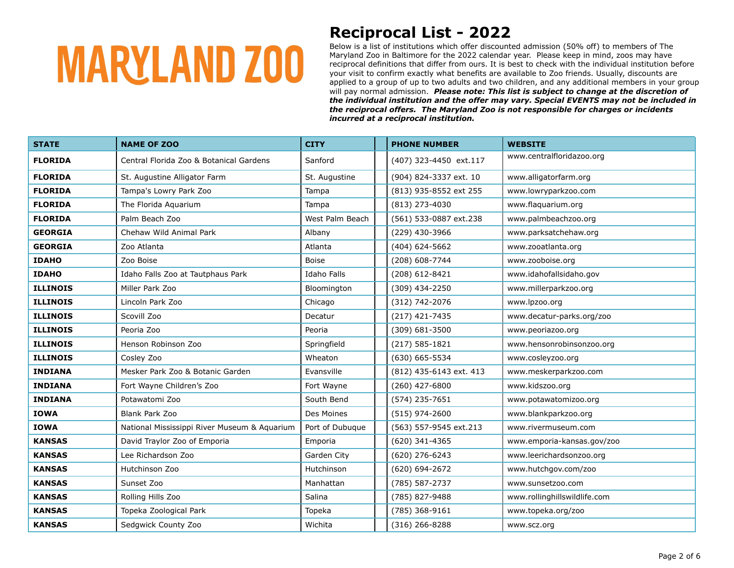MARYLAND ZOO

# Reciprocal List - 2022

Below is a list of institutions which offer discounted admission (50% off) to members of The Maryland Zoo in Baltimore for the 2022 calendar year. Please keep in mind, zoos may have reciprocal definitions that differ from ours. It is best to check with the individual institution before your visit to confirm exactly what benefits are available to Zoo friends. Usually, discounts are applied to a group of up to two adults and two children, and any additional members in your group will pay normal admission. ***Please note: This list is subject to change at the discretion of the individual institution and the offer may vary. Special EVENTS may not be included in the reciprocal offers. The Maryland Zoo is not responsible for charges or incidents incurred at a reciprocal institution.***

| STATE | NAME OF ZOO | CITY | | PHONE NUMBER | WEBSITE |
|---|---|---|---|---|---|
| **FLORIDA** | Central Florida Zoo & Botanical Gardens | Sanford | | (407) 323-4450 ext.117 | www.centralfloridazoo.org |
| **FLORIDA** | St. Augustine Alligator Farm | St. Augustine | | (904) 824-3337 ext. 10 | www.alligatorfarm.org |
| **FLORIDA** | Tampa's Lowry Park Zoo | Tampa | | (813) 935-8552 ext 255 | www.lowryparkzoo.com |
| **FLORIDA** | The Florida Aquarium | Tampa | | (813) 273-4030 | www.flaquarium.org |
| **FLORIDA** | Palm Beach Zoo | West Palm Beach | | (561) 533-0887 ext.238 | www.palmbeachzoo.org |
| **GEORGIA** | Chehaw Wild Animal Park | Albany | | (229) 430-3966 | www.parksatchehaw.org |
| **GEORGIA** | Zoo Atlanta | Atlanta | | (404) 624-5662 | www.zooatlanta.org |
| **IDAHO** | Zoo Boise | Boise | | (208) 608-7744 | www.zooboise.org |
| **IDAHO** | Idaho Falls Zoo at Tautphaus Park | Idaho Falls | | (208) 612-8421 | www.idahofallsidaho.gov |
| **ILLINOIS** | Miller Park Zoo | Bloomington | | (309) 434-2250 | www.millerparkzoo.org |
| **ILLINOIS** | Lincoln Park Zoo | Chicago | | (312) 742-2076 | www.lpzoo.org |
| **ILLINOIS** | Scovill Zoo | Decatur | | (217) 421-7435 | www.decatur-parks.org/zoo |
| **ILLINOIS** | Peoria Zoo | Peoria | | (309) 681-3500 | www.peoriazoo.org |
| **ILLINOIS** | Henson Robinson Zoo | Springfield | | (217) 585-1821 | www.hensonrobinsonzoo.org |
| **ILLINOIS** | Cosley Zoo | Wheaton | | (630) 665-5534 | www.cosleyzoo.org |
| **INDIANA** | Mesker Park Zoo & Botanic Garden | Evansville | | (812) 435-6143 ext. 413 | www.meskerparkzoo.com |
| **INDIANA** | Fort Wayne Children's Zoo | Fort Wayne | | (260) 427-6800 | www.kidszoo.org |
| **INDIANA** | Potawatomi Zoo | South Bend | | (574) 235-7651 | www.potawatomizoo.org |
| **IOWA** | Blank Park Zoo | Des Moines | | (515) 974-2600 | www.blankparkzoo.org |
| **IOWA** | National Mississippi River Museum & Aquarium | Port of Dubuque | | (563) 557-9545 ext.213 | www.rivermuseum.com |
| **KANSAS** | David Traylor Zoo of Emporia | Emporia | | (620) 341-4365 | www.emporia-kansas.gov/zoo |
| **KANSAS** | Lee Richardson Zoo | Garden City | | (620) 276-6243 | www.leerichardsonzoo.org |
| **KANSAS** | Hutchinson Zoo | Hutchinson | | (620) 694-2672 | www.hutchgov.com/zoo |
| **KANSAS** | Sunset Zoo | Manhattan | | (785) 587-2737 | www.sunsetzoo.com |
| **KANSAS** | Rolling Hills Zoo | Salina | | (785) 827-9488 | www.rollinghillswildlife.com |
| **KANSAS** | Topeka Zoological Park | Topeka | | (785) 368-9161 | www.topeka.org/zoo |
| **KANSAS** | Sedgwick County Zoo | Wichita | | (316) 266-8288 | www.scz.org |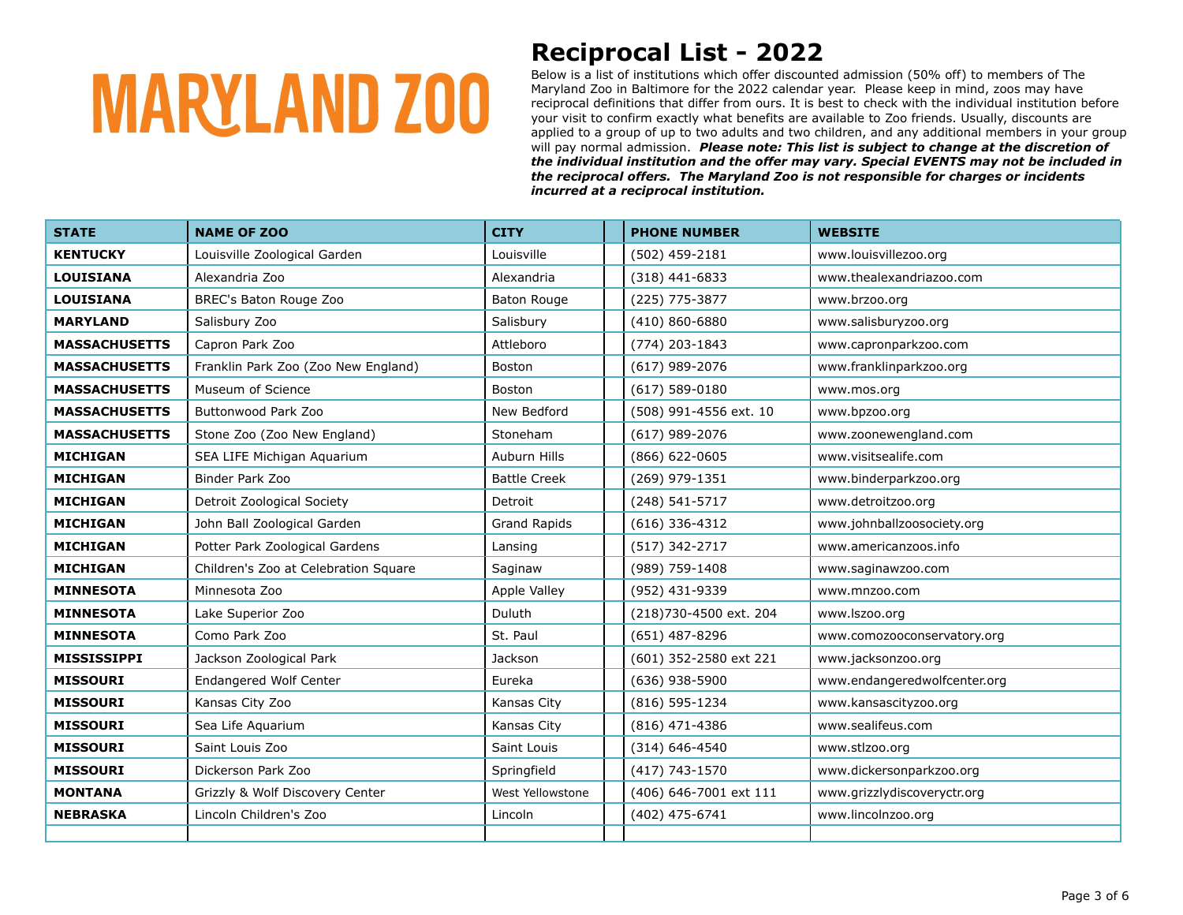MARYLAND ZOO

# Reciprocal List - 2022

Below is a list of institutions which offer discounted admission (50% off) to members of The Maryland Zoo in Baltimore for the 2022 calendar year. Please keep in mind, zoos may have reciprocal definitions that differ from ours. It is best to check with the individual institution before your visit to confirm exactly what benefits are available to Zoo friends. Usually, discounts are applied to a group of up to two adults and two children, and any additional members in your group will pay normal admission. ***Please note: This list is subject to change at the discretion of the individual institution and the offer may vary. Special EVENTS may not be included in the reciprocal offers. The Maryland Zoo is not responsible for charges or incidents incurred at a reciprocal institution.***

| STATE | NAME OF ZOO | CITY | | PHONE NUMBER | WEBSITE |
|---|---|---|---|---|---|
| **KENTUCKY** | Louisville Zoological Garden | Louisville | | (502) 459-2181 | www.louisvillezoo.org |
| **LOUISIANA** | Alexandria Zoo | Alexandria | | (318) 441-6833 | www.thealexandriazoo.com |
| **LOUISIANA** | BREC's Baton Rouge Zoo | Baton Rouge | | (225) 775-3877 | www.brzoo.org |
| **MARYLAND** | Salisbury Zoo | Salisbury | | (410) 860-6880 | www.salisburyzoo.org |
| **MASSACHUSETTS** | Capron Park Zoo | Attleboro | | (774) 203-1843 | www.capronparkzoo.com |
| **MASSACHUSETTS** | Franklin Park Zoo (Zoo New England) | Boston | | (617) 989-2076 | www.franklinparkzoo.org |
| **MASSACHUSETTS** | Museum of Science | Boston | | (617) 589-0180 | www.mos.org |
| **MASSACHUSETTS** | Buttonwood Park Zoo | New Bedford | | (508) 991-4556 ext. 10 | www.bpzoo.org |
| **MASSACHUSETTS** | Stone Zoo (Zoo New England) | Stoneham | | (617) 989-2076 | www.zoonewengland.com |
| **MICHIGAN** | SEA LIFE Michigan Aquarium | Auburn Hills | | (866) 622-0605 | www.visitsealife.com |
| **MICHIGAN** | Binder Park Zoo | Battle Creek | | (269) 979-1351 | www.binderparkzoo.org |
| **MICHIGAN** | Detroit Zoological Society | Detroit | | (248) 541-5717 | www.detroitzoo.org |
| **MICHIGAN** | John Ball Zoological Garden | Grand Rapids | | (616) 336-4312 | www.johnballzoosociety.org |
| **MICHIGAN** | Potter Park Zoological Gardens | Lansing | | (517) 342-2717 | www.americanzoos.info |
| **MICHIGAN** | Children's Zoo at Celebration Square | Saginaw | | (989) 759-1408 | www.saginawzoo.com |
| **MINNESOTA** | Minnesota Zoo | Apple Valley | | (952) 431-9339 | www.mnzoo.com |
| **MINNESOTA** | Lake Superior Zoo | Duluth | | (218)730-4500 ext. 204 | www.lszoo.org |
| **MINNESOTA** | Como Park Zoo | St. Paul | | (651) 487-8296 | www.comozooconservatory.org |
| **MISSISSIPPI** | Jackson Zoological Park | Jackson | | (601) 352-2580 ext 221 | www.jacksonzoo.org |
| **MISSOURI** | Endangered Wolf Center | Eureka | | (636) 938-5900 | www.endangeredwolfcenter.org |
| **MISSOURI** | Kansas City Zoo | Kansas City | | (816) 595-1234 | www.kansascityzoo.org |
| **MISSOURI** | Sea Life Aquarium | Kansas City | | (816) 471-4386 | www.sealifeus.com |
| **MISSOURI** | Saint Louis Zoo | Saint Louis | | (314) 646-4540 | www.stlzoo.org |
| **MISSOURI** | Dickerson Park Zoo | Springfield | | (417) 743-1570 | www.dickersonparkzoo.org |
| **MONTANA** | Grizzly & Wolf Discovery Center | West Yellowstone | | (406) 646-7001 ext 111 | www.grizzlydiscoveryctr.org |
| **NEBRASKA** | Lincoln Children's Zoo | Lincoln | | (402) 475-6741 | www.lincolnzoo.org |
| | | | | | |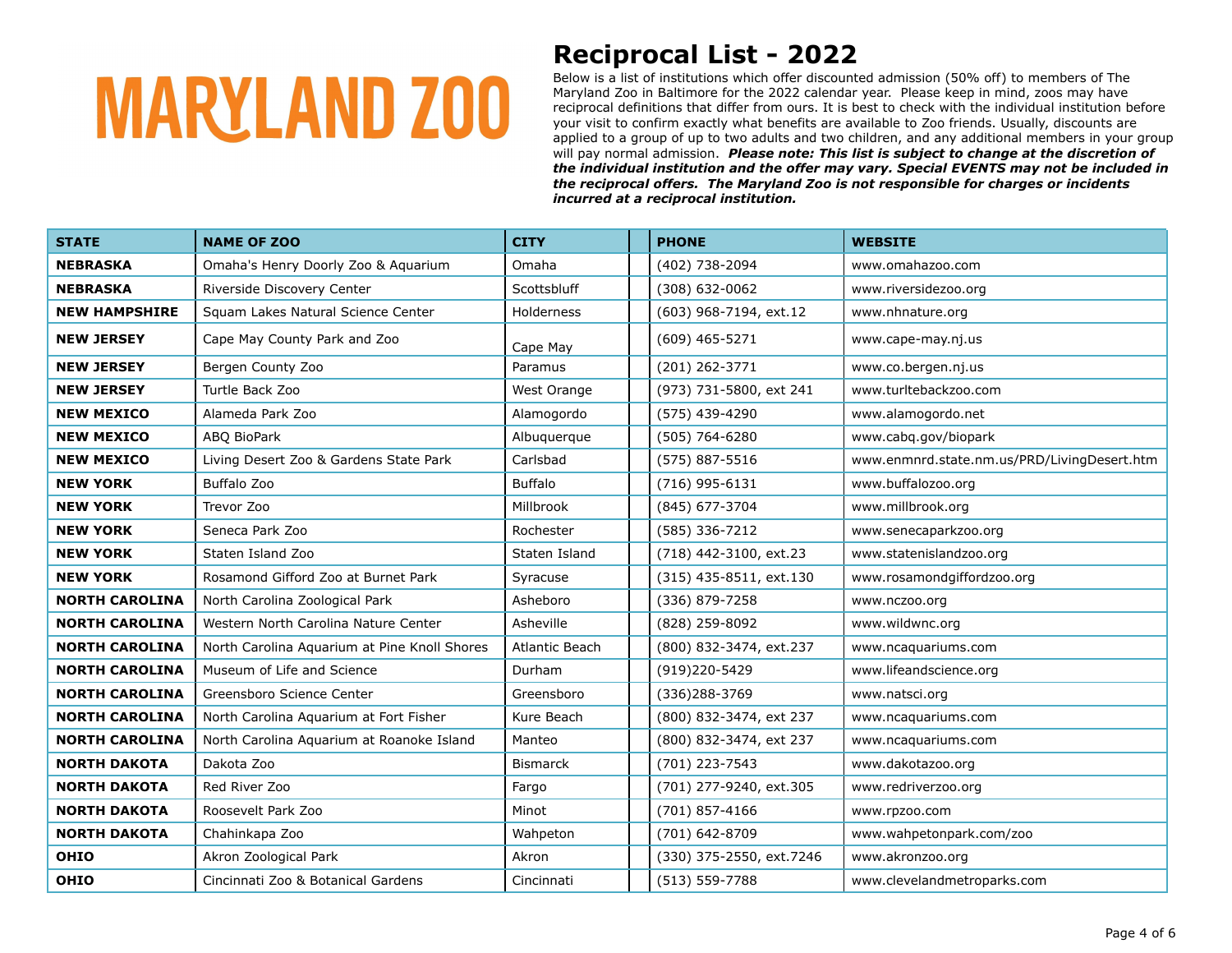MARYLAND ZOO

# Reciprocal List - 2022

Below is a list of institutions which offer discounted admission (50% off) to members of The Maryland Zoo in Baltimore for the 2022 calendar year. Please keep in mind, zoos may have reciprocal definitions that differ from ours. It is best to check with the individual institution before your visit to confirm exactly what benefits are available to Zoo friends. Usually, discounts are applied to a group of up to two adults and two children, and any additional members in your group will pay normal admission. ***Please note: This list is subject to change at the discretion of the individual institution and the offer may vary. Special EVENTS may not be included in the reciprocal offers. The Maryland Zoo is not responsible for charges or incidents incurred at a reciprocal institution.***

| STATE | NAME OF ZOO | CITY | | PHONE | WEBSITE |
|---|---|---|---|---|---|
| **NEBRASKA** | Omaha's Henry Doorly Zoo & Aquarium | Omaha | | (402) 738-2094 | www.omahazoo.com |
| **NEBRASKA** | Riverside Discovery Center | Scottsbluff | | (308) 632-0062 | www.riversidezoo.org |
| **NEW HAMPSHIRE** | Squam Lakes Natural Science Center | Holderness | | (603) 968-7194, ext.12 | www.nhnature.org |
| **NEW JERSEY** | Cape May County Park and Zoo | Cape May | | (609) 465-5271 | www.cape-may.nj.us |
| **NEW JERSEY** | Bergen County Zoo | Paramus | | (201) 262-3771 | www.co.bergen.nj.us |
| **NEW JERSEY** | Turtle Back Zoo | West Orange | | (973) 731-5800, ext 241 | www.turltebackzoo.com |
| **NEW MEXICO** | Alameda Park Zoo | Alamogordo | | (575) 439-4290 | www.alamogordo.net |
| **NEW MEXICO** | ABQ BioPark | Albuquerque | | (505) 764-6280 | www.cabq.gov/biopark |
| **NEW MEXICO** | Living Desert Zoo & Gardens State Park | Carlsbad | | (575) 887-5516 | www.enmnrd.state.nm.us/PRD/LivingDesert.htm |
| **NEW YORK** | Buffalo Zoo | Buffalo | | (716) 995-6131 | www.buffalozoo.org |
| **NEW YORK** | Trevor Zoo | Millbrook | | (845) 677-3704 | www.millbrook.org |
| **NEW YORK** | Seneca Park Zoo | Rochester | | (585) 336-7212 | www.senecaparkzoo.org |
| **NEW YORK** | Staten Island Zoo | Staten Island | | (718) 442-3100, ext.23 | www.statenislandzoo.org |
| **NEW YORK** | Rosamond Gifford Zoo at Burnet Park | Syracuse | | (315) 435-8511, ext.130 | www.rosamondgiffordzoo.org |
| **NORTH CAROLINA** | North Carolina Zoological Park | Asheboro | | (336) 879-7258 | www.nczoo.org |
| **NORTH CAROLINA** | Western North Carolina Nature Center | Asheville | | (828) 259-8092 | www.wildwnc.org |
| **NORTH CAROLINA** | North Carolina Aquarium at Pine Knoll Shores | Atlantic Beach | | (800) 832-3474, ext.237 | www.ncaquariums.com |
| **NORTH CAROLINA** | Museum of Life and Science | Durham | | (919)220-5429 | www.lifeandscience.org |
| **NORTH CAROLINA** | Greensboro Science Center | Greensboro | | (336)288-3769 | www.natsci.org |
| **NORTH CAROLINA** | North Carolina Aquarium at Fort Fisher | Kure Beach | | (800) 832-3474, ext 237 | www.ncaquariums.com |
| **NORTH CAROLINA** | North Carolina Aquarium at Roanoke Island | Manteo | | (800) 832-3474, ext 237 | www.ncaquariums.com |
| **NORTH DAKOTA** | Dakota Zoo | Bismarck | | (701) 223-7543 | www.dakotazoo.org |
| **NORTH DAKOTA** | Red River Zoo | Fargo | | (701) 277-9240, ext.305 | www.redriverzoo.org |
| **NORTH DAKOTA** | Roosevelt Park Zoo | Minot | | (701) 857-4166 | www.rpzoo.com |
| **NORTH DAKOTA** | Chahinkapa Zoo | Wahpeton | | (701) 642-8709 | www.wahpetonpark.com/zoo |
| **OHIO** | Akron Zoological Park | Akron | | (330) 375-2550, ext.7246 | www.akronzoo.org |
| **OHIO** | Cincinnati Zoo & Botanical Gardens | Cincinnati | | (513) 559-7788 | www.clevelandmetroparks.com |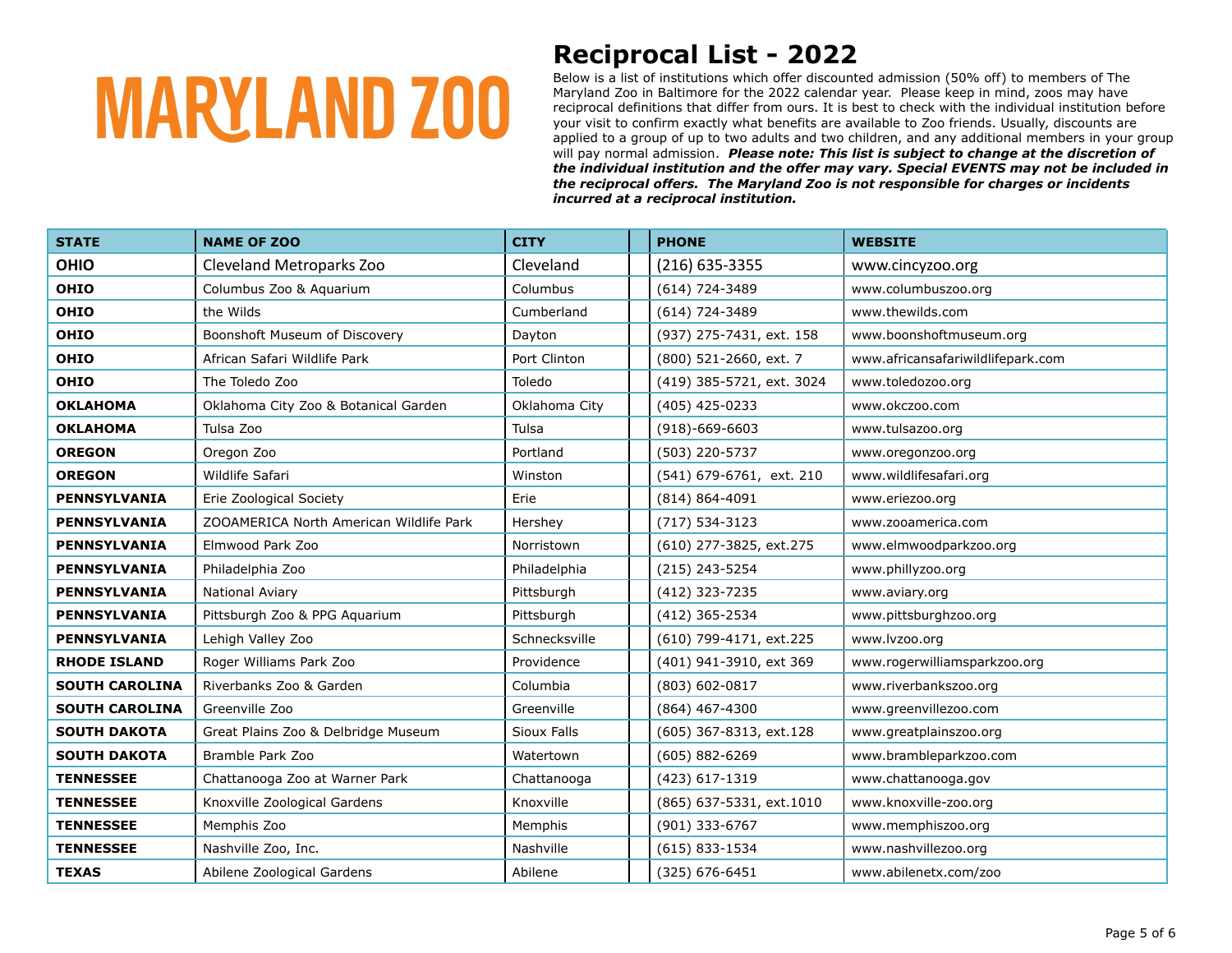MARYLAND ZOO

# Reciprocal List - 2022

Below is a list of institutions which offer discounted admission (50% off) to members of The Maryland Zoo in Baltimore for the 2022 calendar year. Please keep in mind, zoos may have reciprocal definitions that differ from ours. It is best to check with the individual institution before your visit to confirm exactly what benefits are available to Zoo friends. Usually, discounts are applied to a group of up to two adults and two children, and any additional members in your group will pay normal admission. ***Please note: This list is subject to change at the discretion of the individual institution and the offer may vary. Special EVENTS may not be included in the reciprocal offers. The Maryland Zoo is not responsible for charges or incidents incurred at a reciprocal institution.***

| STATE | NAME OF ZOO | CITY | | PHONE | WEBSITE |
|---|---|---|---|---|---|
| OHIO | Cleveland Metroparks Zoo | Cleveland | | (216) 635-3355 | www.cincyzoo.org |
| OHIO | Columbus Zoo & Aquarium | Columbus | | (614) 724-3489 | www.columbuszoo.org |
| OHIO | the Wilds | Cumberland | | (614) 724-3489 | www.thewilds.com |
| OHIO | Boonshoft Museum of Discovery | Dayton | | (937) 275-7431, ext. 158 | www.boonshoftmuseum.org |
| OHIO | African Safari Wildlife Park | Port Clinton | | (800) 521-2660, ext. 7 | www.africansafariwildlifepark.com |
| OHIO | The Toledo Zoo | Toledo | | (419) 385-5721, ext. 3024 | www.toledozoo.org |
| OKLAHOMA | Oklahoma City Zoo & Botanical Garden | Oklahoma City | | (405) 425-0233 | www.okczoo.com |
| OKLAHOMA | Tulsa Zoo | Tulsa | | (918)-669-6603 | www.tulsazoo.org |
| OREGON | Oregon Zoo | Portland | | (503) 220-5737 | www.oregonzoo.org |
| OREGON | Wildlife Safari | Winston | | (541) 679-6761, ext. 210 | www.wildlifesafari.org |
| PENNSYLVANIA | Erie Zoological Society | Erie | | (814) 864-4091 | www.eriezoo.org |
| PENNSYLVANIA | ZOOAMERICA North American Wildlife Park | Hershey | | (717) 534-3123 | www.zooamerica.com |
| PENNSYLVANIA | Elmwood Park Zoo | Norristown | | (610) 277-3825, ext.275 | www.elmwoodparkzoo.org |
| PENNSYLVANIA | Philadelphia Zoo | Philadelphia | | (215) 243-5254 | www.phillyzoo.org |
| PENNSYLVANIA | National Aviary | Pittsburgh | | (412) 323-7235 | www.aviary.org |
| PENNSYLVANIA | Pittsburgh Zoo & PPG Aquarium | Pittsburgh | | (412) 365-2534 | www.pittsburghzoo.org |
| PENNSYLVANIA | Lehigh Valley Zoo | Schnecksville | | (610) 799-4171, ext.225 | www.lvzoo.org |
| RHODE ISLAND | Roger Williams Park Zoo | Providence | | (401) 941-3910, ext 369 | www.rogerwilliamsparkzoo.org |
| SOUTH CAROLINA | Riverbanks Zoo & Garden | Columbia | | (803) 602-0817 | www.riverbankszoo.org |
| SOUTH CAROLINA | Greenville Zoo | Greenville | | (864) 467-4300 | www.greenvillezoo.com |
| SOUTH DAKOTA | Great Plains Zoo & Delbridge Museum | Sioux Falls | | (605) 367-8313, ext.128 | www.greatplainszoo.org |
| SOUTH DAKOTA | Bramble Park Zoo | Watertown | | (605) 882-6269 | www.brambleparkzoo.com |
| TENNESSEE | Chattanooga Zoo at Warner Park | Chattanooga | | (423) 617-1319 | www.chattanooga.gov |
| TENNESSEE | Knoxville Zoological Gardens | Knoxville | | (865) 637-5331, ext.1010 | www.knoxville-zoo.org |
| TENNESSEE | Memphis Zoo | Memphis | | (901) 333-6767 | www.memphiszoo.org |
| TENNESSEE | Nashville Zoo, Inc. | Nashville | | (615) 833-1534 | www.nashvillezoo.org |
| TEXAS | Abilene Zoological Gardens | Abilene | | (325) 676-6451 | www.abilenetx.com/zoo |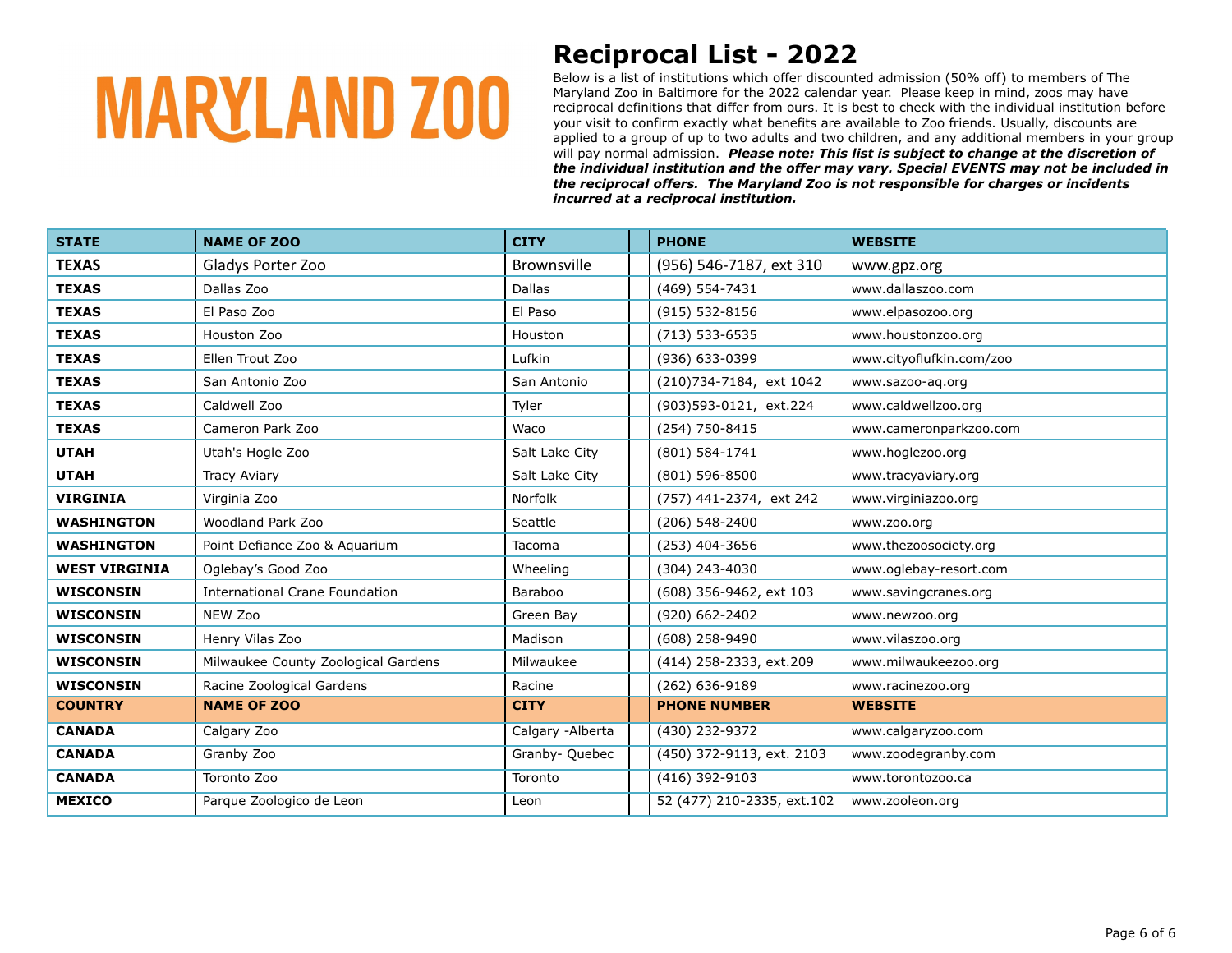MARYLAND ZOO

# Reciprocal List - 2022

Below is a list of institutions which offer discounted admission (50% off) to members of The Maryland Zoo in Baltimore for the 2022 calendar year. Please keep in mind, zoos may have reciprocal definitions that differ from ours. It is best to check with the individual institution before your visit to confirm exactly what benefits are available to Zoo friends. Usually, discounts are applied to a group of up to two adults and two children, and any additional members in your group will pay normal admission. ***Please note: This list is subject to change at the discretion of the individual institution and the offer may vary. Special EVENTS may not be included in the reciprocal offers. The Maryland Zoo is not responsible for charges or incidents incurred at a reciprocal institution.***

| STATE | NAME OF ZOO | CITY | | PHONE | WEBSITE |
|---|---|---|---|---|---|
| **TEXAS** | Gladys Porter Zoo | Brownsville | | (956) 546-7187, ext 310 | www.gpz.org |
| **TEXAS** | Dallas Zoo | Dallas | | (469) 554-7431 | www.dallaszoo.com |
| **TEXAS** | El Paso Zoo | El Paso | | (915) 532-8156 | www.elpasozoo.org |
| **TEXAS** | Houston Zoo | Houston | | (713) 533-6535 | www.houstonzoo.org |
| **TEXAS** | Ellen Trout Zoo | Lufkin | | (936) 633-0399 | www.cityoflufkin.com/zoo |
| **TEXAS** | San Antonio Zoo | San Antonio | | (210)734-7184, ext 1042 | www.sazoo-aq.org |
| **TEXAS** | Caldwell Zoo | Tyler | | (903)593-0121, ext.224 | www.caldwellzoo.org |
| **TEXAS** | Cameron Park Zoo | Waco | | (254) 750-8415 | www.cameronparkzoo.com |
| **UTAH** | Utah's Hogle Zoo | Salt Lake City | | (801) 584-1741 | www.hoglezoo.org |
| **UTAH** | Tracy Aviary | Salt Lake City | | (801) 596-8500 | www.tracyaviary.org |
| **VIRGINIA** | Virginia Zoo | Norfolk | | (757) 441-2374, ext 242 | www.virginiazoo.org |
| **WASHINGTON** | Woodland Park Zoo | Seattle | | (206) 548-2400 | www.zoo.org |
| **WASHINGTON** | Point Defiance Zoo & Aquarium | Tacoma | | (253) 404-3656 | www.thezoosociety.org |
| **WEST VIRGINIA** | Oglebay's Good Zoo | Wheeling | | (304) 243-4030 | www.oglebay-resort.com |
| **WISCONSIN** | International Crane Foundation | Baraboo | | (608) 356-9462, ext 103 | www.savingcranes.org |
| **WISCONSIN** | NEW Zoo | Green Bay | | (920) 662-2402 | www.newzoo.org |
| **WISCONSIN** | Henry Vilas Zoo | Madison | | (608) 258-9490 | www.vilaszoo.org |
| **WISCONSIN** | Milwaukee County Zoological Gardens | Milwaukee | | (414) 258-2333, ext.209 | www.milwaukeezoo.org |
| **WISCONSIN** | Racine Zoological Gardens | Racine | | (262) 636-9189 | www.racinezoo.org |
| **COUNTRY** | **NAME OF ZOO** | **CITY** | | **PHONE NUMBER** | **WEBSITE** |
| **CANADA** | Calgary Zoo | Calgary -Alberta | | (430) 232-9372 | www.calgaryzoo.com |
| **CANADA** | Granby Zoo | Granby- Quebec | | (450) 372-9113, ext. 2103 | www.zoodegranby.com |
| **CANADA** | Toronto Zoo | Toronto | | (416) 392-9103 | www.torontozoo.ca |
| **MEXICO** | Parque Zoologico de Leon | Leon | | 52 (477) 210-2335, ext.102 | www.zooleon.org |